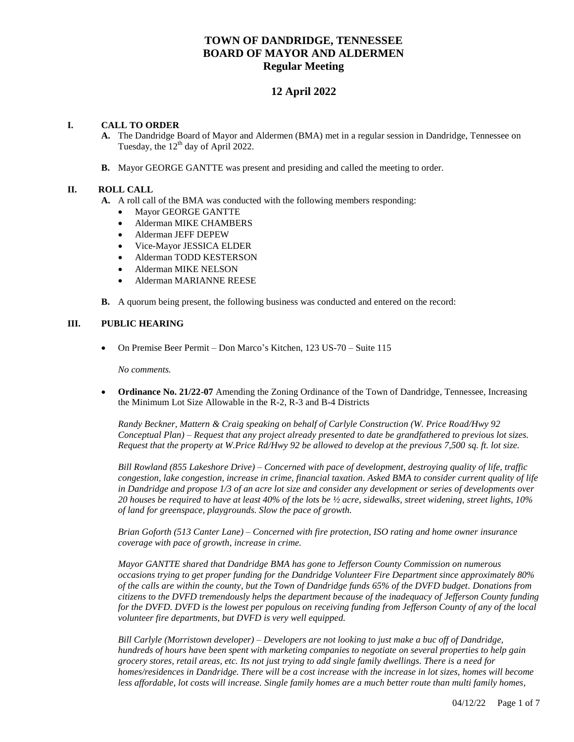# TOWN OF DANDRIDGE, TENNESSEE
# BOARD OF MAYOR AND ALDERMEN
## Regular Meeting

## 12 April 2022

### I. CALL TO ORDER

**A.** The Dandridge Board of Mayor and Aldermen (BMA) met in a regular session in Dandridge, Tennessee on Tuesday, the 12th day of April 2022.

**B.** Mayor GEORGE GANTTE was present and presiding and called the meeting to order.

### II. ROLL CALL

**A.** A roll call of the BMA was conducted with the following members responding:

- Mayor GEORGE GANTTE
- Alderman MIKE CHAMBERS
- Alderman JEFF DEPEW
- Vice-Mayor JESSICA ELDER
- Alderman TODD KESTERSON
- Alderman MIKE NELSON
- Alderman MARIANNE REESE

**B.** A quorum being present, the following business was conducted and entered on the record:

### III. PUBLIC HEARING

- On Premise Beer Permit – Don Marco's Kitchen, 123 US-70 – Suite 115

  *No comments.*

- **Ordinance No. 21/22-07** Amending the Zoning Ordinance of the Town of Dandridge, Tennessee, Increasing the Minimum Lot Size Allowable in the R-2, R-3 and B-4 Districts

  *Randy Beckner, Mattern & Craig speaking on behalf of Carlyle Construction (W. Price Road/Hwy 92 Conceptual Plan) – Request that any project already presented to date be grandfathered to previous lot sizes. Request that the property at W.Price Rd/Hwy 92 be allowed to develop at the previous 7,500 sq. ft. lot size.*

  *Bill Rowland (855 Lakeshore Drive) – Concerned with pace of development, destroying quality of life, traffic congestion, lake congestion, increase in crime, financial taxation. Asked BMA to consider current quality of life in Dandridge and propose 1/3 of an acre lot size and consider any development or series of developments over 20 houses be required to have at least 40% of the lots be ½ acre, sidewalks, street widening, street lights, 10% of land for greenspace, playgrounds. Slow the pace of growth.*

  *Brian Goforth (513 Canter Lane) – Concerned with fire protection, ISO rating and home owner insurance coverage with pace of growth, increase in crime.*

  *Mayor GANTTE shared that Dandridge BMA has gone to Jefferson County Commission on numerous occasions trying to get proper funding for the Dandridge Volunteer Fire Department since approximately 80% of the calls are within the county, but the Town of Dandridge funds 65% of the DVFD budget. Donations from citizens to the DVFD tremendously helps the department because of the inadequacy of Jefferson County funding for the DVFD. DVFD is the lowest per populous on receiving funding from Jefferson County of any of the local volunteer fire departments, but DVFD is very well equipped.*

  *Bill Carlyle (Morristown developer) – Developers are not looking to just make a buc off of Dandridge, hundreds of hours have been spent with marketing companies to negotiate on several properties to help gain grocery stores, retail areas, etc. Its not just trying to add single family dwellings. There is a need for homes/residences in Dandridge. There will be a cost increase with the increase in lot sizes, homes will become less affordable, lot costs will increase. Single family homes are a much better route than multi family homes,*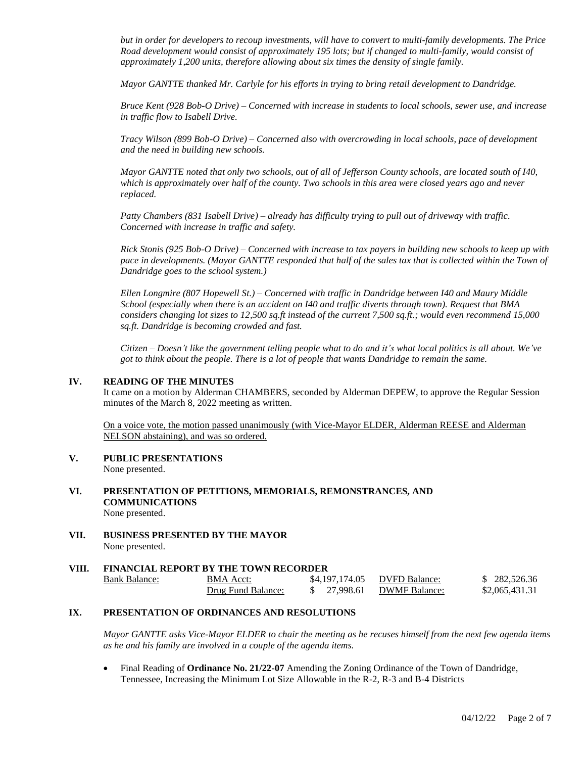*but in order for developers to recoup investments, will have to convert to multi-family developments. The Price Road development would consist of approximately 195 lots; but if changed to multi-family, would consist of approximately 1,200 units, therefore allowing about six times the density of single family.*

*Mayor GANTTE thanked Mr. Carlyle for his efforts in trying to bring retail development to Dandridge.*

*Bruce Kent (928 Bob-O Drive) – Concerned with increase in students to local schools, sewer use, and increase in traffic flow to Isabell Drive.*

*Tracy Wilson (899 Bob-O Drive) – Concerned also with overcrowding in local schools, pace of development and the need in building new schools.*

*Mayor GANTTE noted that only two schools, out of all of Jefferson County schools, are located south of I40, which is approximately over half of the county. Two schools in this area were closed years ago and never replaced.*

*Patty Chambers (831 Isabell Drive) – already has difficulty trying to pull out of driveway with traffic. Concerned with increase in traffic and safety.*

*Rick Stonis (925 Bob-O Drive) – Concerned with increase to tax payers in building new schools to keep up with pace in developments. (Mayor GANTTE responded that half of the sales tax that is collected within the Town of Dandridge goes to the school system.)*

*Ellen Longmire (807 Hopewell St.) – Concerned with traffic in Dandridge between I40 and Maury Middle School (especially when there is an accident on I40 and traffic diverts through town). Request that BMA considers changing lot sizes to 12,500 sq.ft instead of the current 7,500 sq.ft.; would even recommend 15,000 sq.ft. Dandridge is becoming crowded and fast.*

*Citizen – Doesn't like the government telling people what to do and it's what local politics is all about. We've got to think about the people. There is a lot of people that wants Dandridge to remain the same.*

## IV. READING OF THE MINUTES

It came on a motion by Alderman CHAMBERS, seconded by Alderman DEPEW, to approve the Regular Session minutes of the March 8, 2022 meeting as written.

On a voice vote, the motion passed unanimously (with Vice-Mayor ELDER, Alderman REESE and Alderman NELSON abstaining), and was so ordered.

## V. PUBLIC PRESENTATIONS

None presented.

## VI. PRESENTATION OF PETITIONS, MEMORIALS, REMONSTRANCES, AND COMMUNICATIONS

None presented.

## VII. BUSINESS PRESENTED BY THE MAYOR

None presented.

## VIII. FINANCIAL REPORT BY THE TOWN RECORDER

| Bank Balance: | BMA Acct: | $4,197,174.05 | DVFD Balance: | $ 282,526.36 |
|---|---|---|---|---|
| | Drug Fund Balance: | $ 27,998.61 | DWMF Balance: | $2,065,431.31 |

## IX. PRESENTATION OF ORDINANCES AND RESOLUTIONS

*Mayor GANTTE asks Vice-Mayor ELDER to chair the meeting as he recuses himself from the next few agenda items as he and his family are involved in a couple of the agenda items.*

- Final Reading of **Ordinance No. 21/22-07** Amending the Zoning Ordinance of the Town of Dandridge, Tennessee, Increasing the Minimum Lot Size Allowable in the R-2, R-3 and B-4 Districts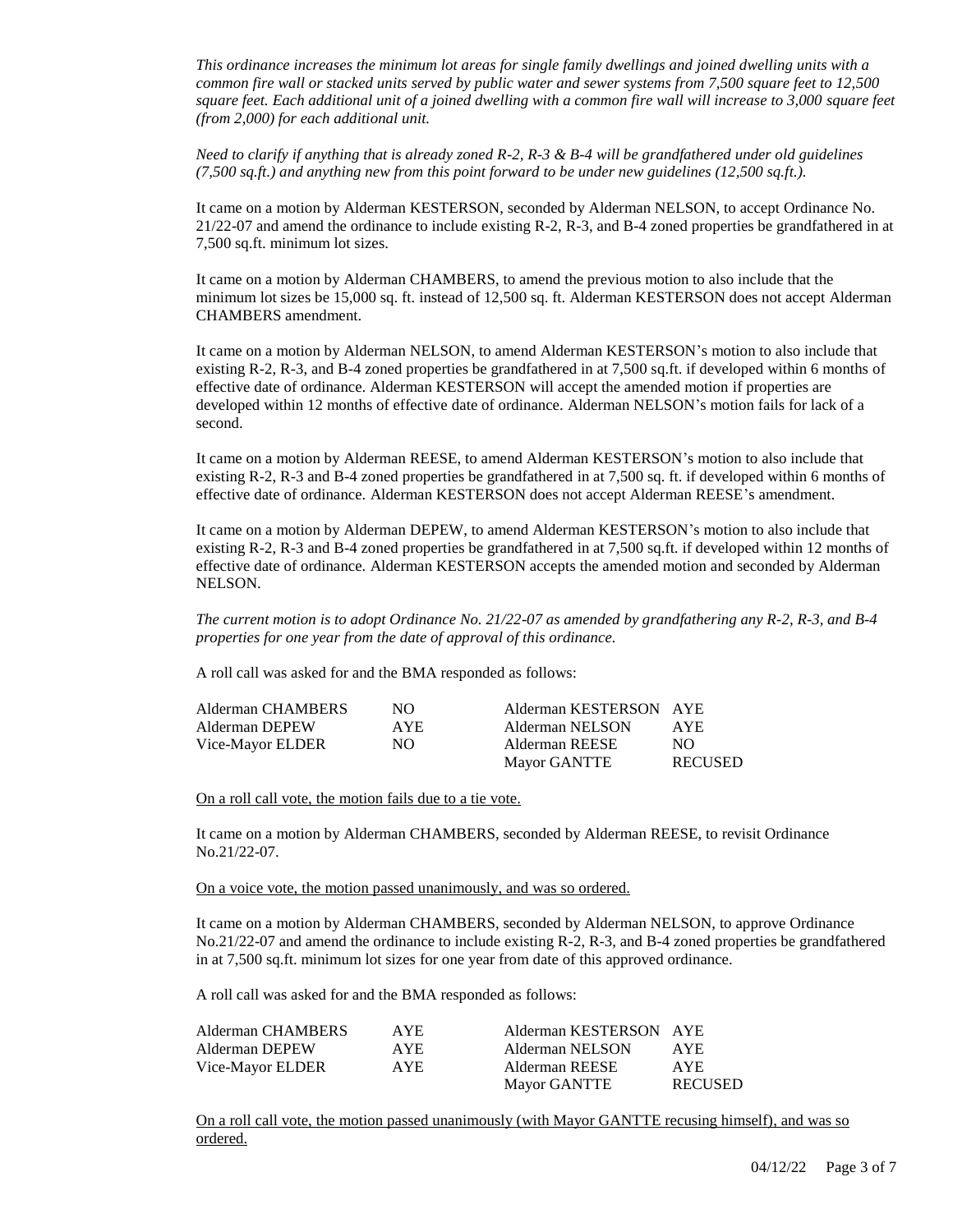*This ordinance increases the minimum lot areas for single family dwellings and joined dwelling units with a common fire wall or stacked units served by public water and sewer systems from 7,500 square feet to 12,500 square feet. Each additional unit of a joined dwelling with a common fire wall will increase to 3,000 square feet (from 2,000) for each additional unit.*

*Need to clarify if anything that is already zoned R-2, R-3 & B-4 will be grandfathered under old guidelines (7,500 sq.ft.) and anything new from this point forward to be under new guidelines (12,500 sq.ft.).*

It came on a motion by Alderman KESTERSON, seconded by Alderman NELSON, to accept Ordinance No. 21/22-07 and amend the ordinance to include existing R-2, R-3, and B-4 zoned properties be grandfathered in at 7,500 sq.ft. minimum lot sizes.

It came on a motion by Alderman CHAMBERS, to amend the previous motion to also include that the minimum lot sizes be 15,000 sq. ft. instead of 12,500 sq. ft. Alderman KESTERSON does not accept Alderman CHAMBERS amendment.

It came on a motion by Alderman NELSON, to amend Alderman KESTERSON's motion to also include that existing R-2, R-3, and B-4 zoned properties be grandfathered in at 7,500 sq.ft. if developed within 6 months of effective date of ordinance. Alderman KESTERSON will accept the amended motion if properties are developed within 12 months of effective date of ordinance. Alderman NELSON's motion fails for lack of a second.

It came on a motion by Alderman REESE, to amend Alderman KESTERSON's motion to also include that existing R-2, R-3 and B-4 zoned properties be grandfathered in at 7,500 sq. ft. if developed within 6 months of effective date of ordinance. Alderman KESTERSON does not accept Alderman REESE's amendment.

It came on a motion by Alderman DEPEW, to amend Alderman KESTERSON's motion to also include that existing R-2, R-3 and B-4 zoned properties be grandfathered in at 7,500 sq.ft. if developed within 12 months of effective date of ordinance. Alderman KESTERSON accepts the amended motion and seconded by Alderman NELSON.

*The current motion is to adopt Ordinance No. 21/22-07 as amended by grandfathering any R-2, R-3, and B-4 properties for one year from the date of approval of this ordinance.*

A roll call was asked for and the BMA responded as follows:

| | | | |
|---|---|---|---|
| Alderman CHAMBERS | NO | Alderman KESTERSON | AYE |
| Alderman DEPEW | AYE | Alderman NELSON | AYE |
| Vice-Mayor ELDER | NO | Alderman REESE | NO |
| | | Mayor GANTTE | RECUSED |

On a roll call vote, the motion fails due to a tie vote.

It came on a motion by Alderman CHAMBERS, seconded by Alderman REESE, to revisit Ordinance No.21/22-07.

On a voice vote, the motion passed unanimously, and was so ordered.

It came on a motion by Alderman CHAMBERS, seconded by Alderman NELSON, to approve Ordinance No.21/22-07 and amend the ordinance to include existing R-2, R-3, and B-4 zoned properties be grandfathered in at 7,500 sq.ft. minimum lot sizes for one year from date of this approved ordinance.

A roll call was asked for and the BMA responded as follows:

| | | | |
|---|---|---|---|
| Alderman CHAMBERS | AYE | Alderman KESTERSON | AYE |
| Alderman DEPEW | AYE | Alderman NELSON | AYE |
| Vice-Mayor ELDER | AYE | Alderman REESE | AYE |
| | | Mayor GANTTE | RECUSED |

On a roll call vote, the motion passed unanimously (with Mayor GANTTE recusing himself), and was so ordered.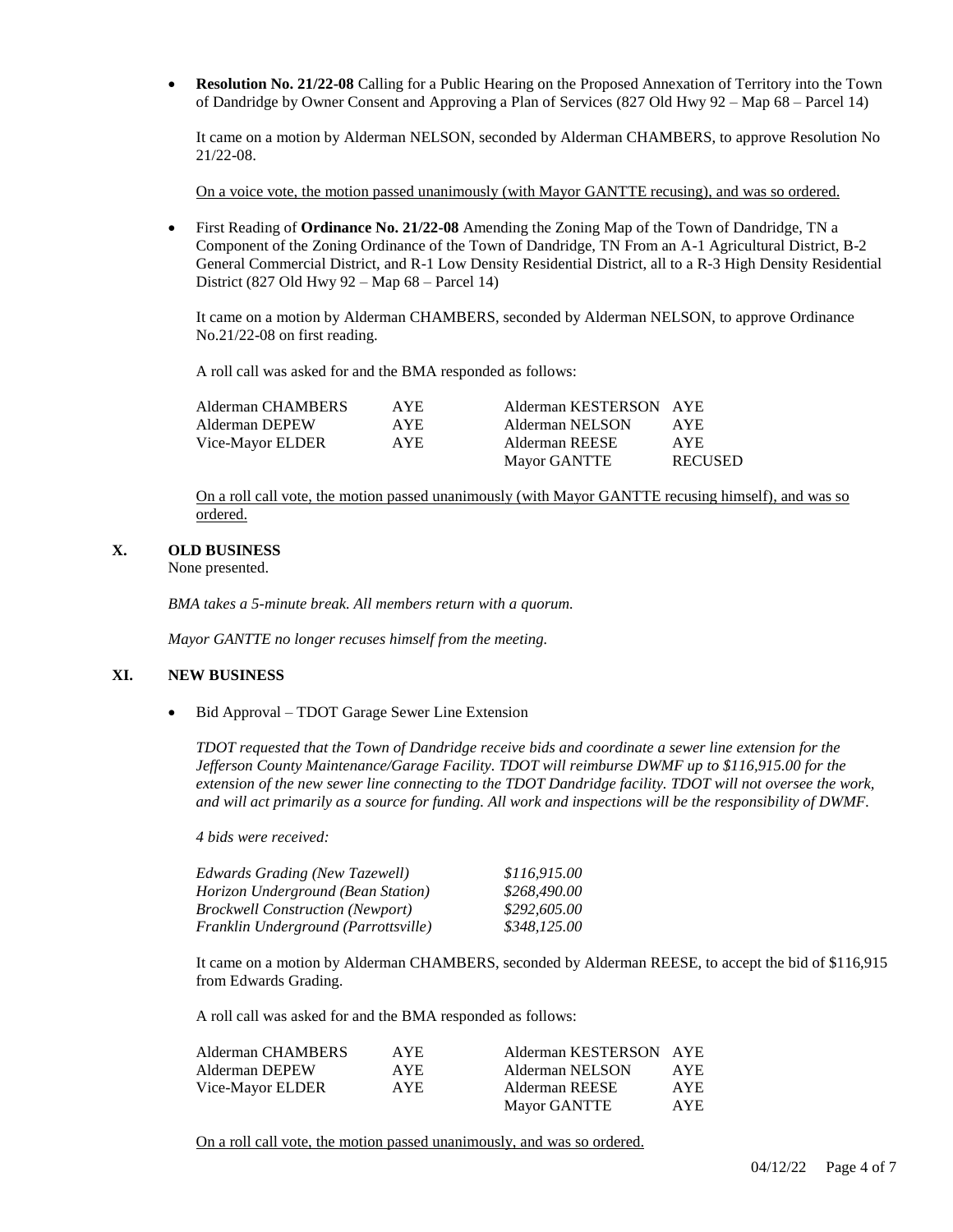- **Resolution No. 21/22-08** Calling for a Public Hearing on the Proposed Annexation of Territory into the Town of Dandridge by Owner Consent and Approving a Plan of Services (827 Old Hwy 92 – Map 68 – Parcel 14)

  It came on a motion by Alderman NELSON, seconded by Alderman CHAMBERS, to approve Resolution No 21/22-08.

  On a voice vote, the motion passed unanimously (with Mayor GANTTE recusing), and was so ordered.

- First Reading of **Ordinance No. 21/22-08** Amending the Zoning Map of the Town of Dandridge, TN a Component of the Zoning Ordinance of the Town of Dandridge, TN From an A-1 Agricultural District, B-2 General Commercial District, and R-1 Low Density Residential District, all to a R-3 High Density Residential District (827 Old Hwy 92 – Map 68 – Parcel 14)

  It came on a motion by Alderman CHAMBERS, seconded by Alderman NELSON, to approve Ordinance No.21/22-08 on first reading.

  A roll call was asked for and the BMA responded as follows:

| | | | |
|---|---|---|---|
| Alderman CHAMBERS | AYE | Alderman KESTERSON | AYE |
| Alderman DEPEW | AYE | Alderman NELSON | AYE |
| Vice-Mayor ELDER | AYE | Alderman REESE | AYE |
| | | Mayor GANTTE | RECUSED |

  On a roll call vote, the motion passed unanimously (with Mayor GANTTE recusing himself), and was so ordered.

## X. OLD BUSINESS

None presented.

*BMA takes a 5-minute break. All members return with a quorum.*

*Mayor GANTTE no longer recuses himself from the meeting.*

## XI. NEW BUSINESS

- Bid Approval – TDOT Garage Sewer Line Extension

  *TDOT requested that the Town of Dandridge receive bids and coordinate a sewer line extension for the Jefferson County Maintenance/Garage Facility. TDOT will reimburse DWMF up to $116,915.00 for the extension of the new sewer line connecting to the TDOT Dandridge facility. TDOT will not oversee the work, and will act primarily as a source for funding. All work and inspections will be the responsibility of DWMF.*

  *4 bids were received:*

| | |
|---|---|
| *Edwards Grading (New Tazewell)* | *$116,915.00* |
| *Horizon Underground (Bean Station)* | *$268,490.00* |
| *Brockwell Construction (Newport)* | *$292,605.00* |
| *Franklin Underground (Parrottsville)* | *$348,125.00* |

  It came on a motion by Alderman CHAMBERS, seconded by Alderman REESE, to accept the bid of $116,915 from Edwards Grading.

  A roll call was asked for and the BMA responded as follows:

| | | | |
|---|---|---|---|
| Alderman CHAMBERS | AYE | Alderman KESTERSON | AYE |
| Alderman DEPEW | AYE | Alderman NELSON | AYE |
| Vice-Mayor ELDER | AYE | Alderman REESE | AYE |
| | | Mayor GANTTE | AYE |

  On a roll call vote, the motion passed unanimously, and was so ordered.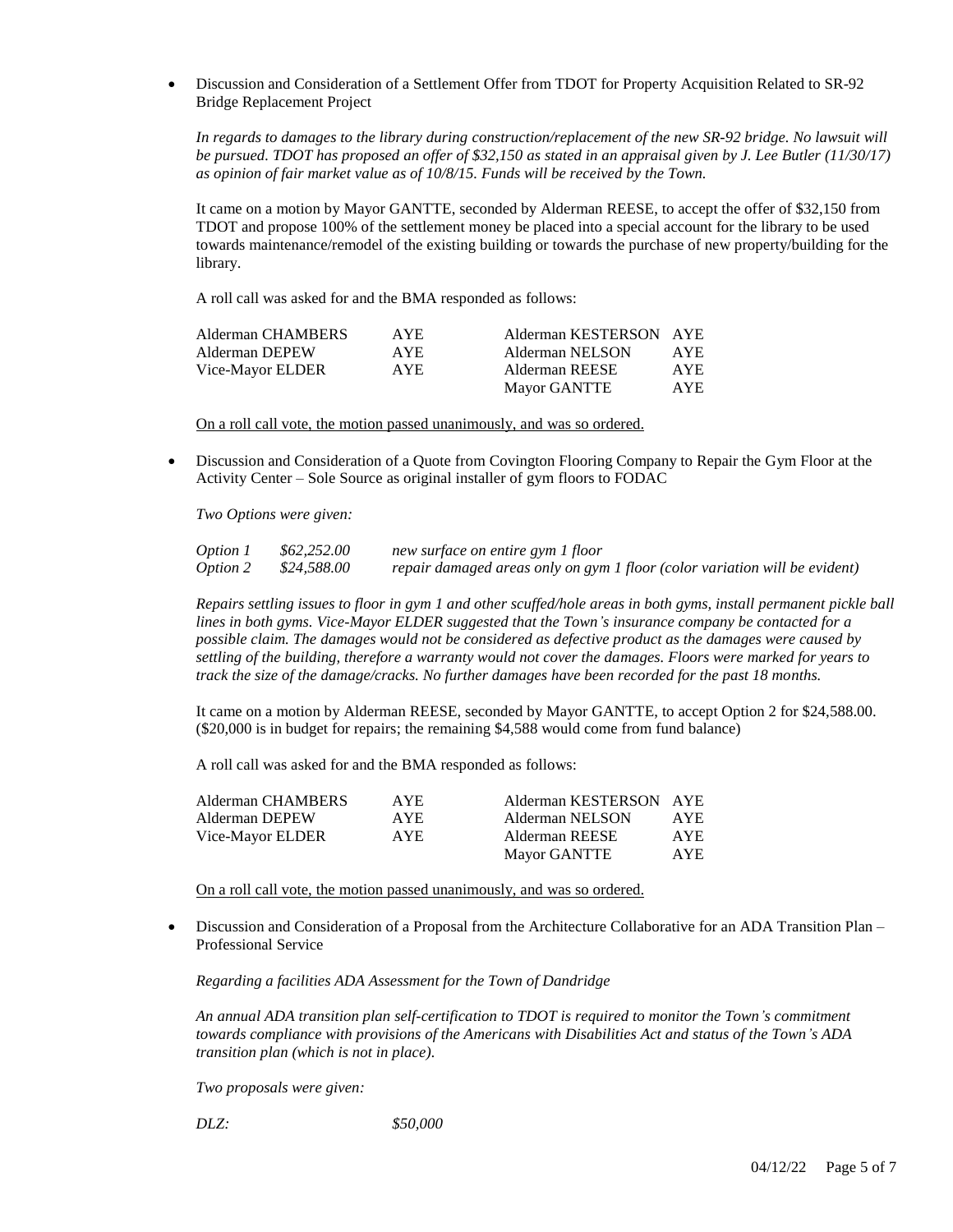- Discussion and Consideration of a Settlement Offer from TDOT for Property Acquisition Related to SR-92 Bridge Replacement Project

  *In regards to damages to the library during construction/replacement of the new SR-92 bridge. No lawsuit will be pursued. TDOT has proposed an offer of $32,150 as stated in an appraisal given by J. Lee Butler (11/30/17) as opinion of fair market value as of 10/8/15. Funds will be received by the Town.*

  It came on a motion by Mayor GANTTE, seconded by Alderman REESE, to accept the offer of $32,150 from TDOT and propose 100% of the settlement money be placed into a special account for the library to be used towards maintenance/remodel of the existing building or towards the purchase of new property/building for the library.

  A roll call was asked for and the BMA responded as follows:

| | | | |
|---|---|---|---|
| Alderman CHAMBERS | AYE | Alderman KESTERSON | AYE |
| Alderman DEPEW | AYE | Alderman NELSON | AYE |
| Vice-Mayor ELDER | AYE | Alderman REESE | AYE |
| | | Mayor GANTTE | AYE |

  On a roll call vote, the motion passed unanimously, and was so ordered.

- Discussion and Consideration of a Quote from Covington Flooring Company to Repair the Gym Floor at the Activity Center – Sole Source as original installer of gym floors to FODAC

  *Two Options were given:*

| | | |
|---|---|---|
| *Option 1* | *$62,252.00* | *new surface on entire gym 1 floor* |
| *Option 2* | *$24,588.00* | *repair damaged areas only on gym 1 floor (color variation will be evident)* |

  *Repairs settling issues to floor in gym 1 and other scuffed/hole areas in both gyms, install permanent pickle ball lines in both gyms. Vice-Mayor ELDER suggested that the Town's insurance company be contacted for a possible claim. The damages would not be considered as defective product as the damages were caused by settling of the building, therefore a warranty would not cover the damages. Floors were marked for years to track the size of the damage/cracks. No further damages have been recorded for the past 18 months.*

  It came on a motion by Alderman REESE, seconded by Mayor GANTTE, to accept Option 2 for $24,588.00. ($20,000 is in budget for repairs; the remaining $4,588 would come from fund balance)

  A roll call was asked for and the BMA responded as follows:

| | | | |
|---|---|---|---|
| Alderman CHAMBERS | AYE | Alderman KESTERSON | AYE |
| Alderman DEPEW | AYE | Alderman NELSON | AYE |
| Vice-Mayor ELDER | AYE | Alderman REESE | AYE |
| | | Mayor GANTTE | AYE |

  On a roll call vote, the motion passed unanimously, and was so ordered.

- Discussion and Consideration of a Proposal from the Architecture Collaborative for an ADA Transition Plan – Professional Service

  *Regarding a facilities ADA Assessment for the Town of Dandridge*

  *An annual ADA transition plan self-certification to TDOT is required to monitor the Town's commitment towards compliance with provisions of the Americans with Disabilities Act and status of the Town's ADA transition plan (which is not in place).*

  *Two proposals were given:*

  *DLZ:* *$50,000*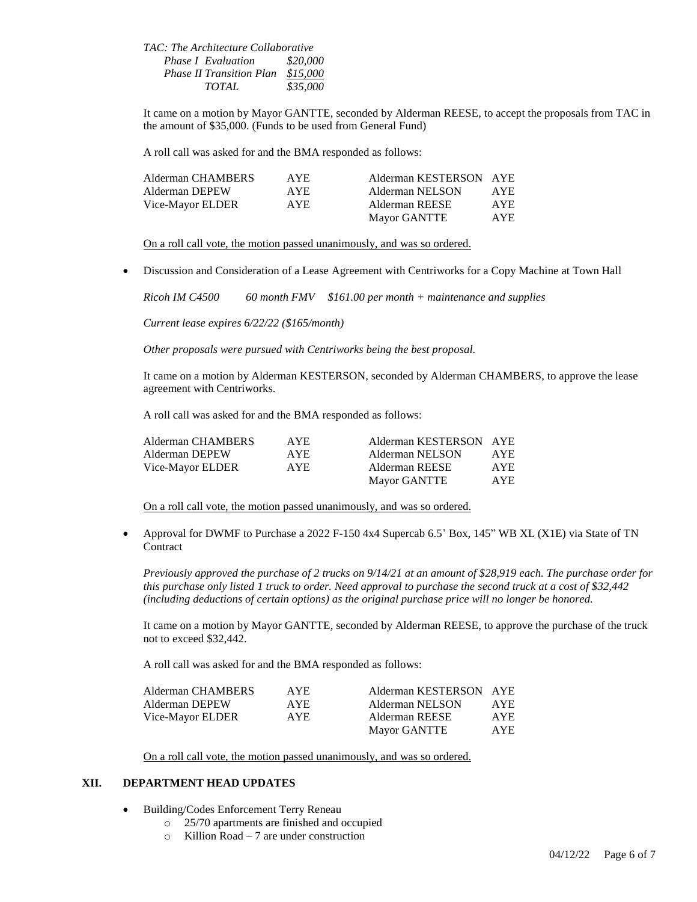*TAC: The Architecture Collaborative*

| | |
|---|---|
| *Phase I Evaluation* | *$20,000* |
| *Phase II Transition Plan* | *$15,000* |
| *TOTAL* | *$35,000* |

It came on a motion by Mayor GANTTE, seconded by Alderman REESE, to accept the proposals from TAC in the amount of $35,000. (Funds to be used from General Fund)

A roll call was asked for and the BMA responded as follows:

| | | | |
|---|---|---|---|
| Alderman CHAMBERS | AYE | Alderman KESTERSON | AYE |
| Alderman DEPEW | AYE | Alderman NELSON | AYE |
| Vice-Mayor ELDER | AYE | Alderman REESE | AYE |
| | | Mayor GANTTE | AYE |

On a roll call vote, the motion passed unanimously, and was so ordered.

- Discussion and Consideration of a Lease Agreement with Centriworks for a Copy Machine at Town Hall

*Ricoh IM C4500 60 month FMV $161.00 per month + maintenance and supplies*

*Current lease expires 6/22/22 ($165/month)*

*Other proposals were pursued with Centriworks being the best proposal.*

It came on a motion by Alderman KESTERSON, seconded by Alderman CHAMBERS, to approve the lease agreement with Centriworks.

A roll call was asked for and the BMA responded as follows:

| | | | |
|---|---|---|---|
| Alderman CHAMBERS | AYE | Alderman KESTERSON | AYE |
| Alderman DEPEW | AYE | Alderman NELSON | AYE |
| Vice-Mayor ELDER | AYE | Alderman REESE | AYE |
| | | Mayor GANTTE | AYE |

On a roll call vote, the motion passed unanimously, and was so ordered.

- Approval for DWMF to Purchase a 2022 F-150 4x4 Supercab 6.5' Box, 145" WB XL (X1E) via State of TN Contract

*Previously approved the purchase of 2 trucks on 9/14/21 at an amount of $28,919 each. The purchase order for this purchase only listed 1 truck to order. Need approval to purchase the second truck at a cost of $32,442 (including deductions of certain options) as the original purchase price will no longer be honored.*

It came on a motion by Mayor GANTTE, seconded by Alderman REESE, to approve the purchase of the truck not to exceed $32,442.

A roll call was asked for and the BMA responded as follows:

| | | | |
|---|---|---|---|
| Alderman CHAMBERS | AYE | Alderman KESTERSON | AYE |
| Alderman DEPEW | AYE | Alderman NELSON | AYE |
| Vice-Mayor ELDER | AYE | Alderman REESE | AYE |
| | | Mayor GANTTE | AYE |

On a roll call vote, the motion passed unanimously, and was so ordered.

## XII. DEPARTMENT HEAD UPDATES

- Building/Codes Enforcement Terry Reneau
  - 25/70 apartments are finished and occupied
  - Killion Road – 7 are under construction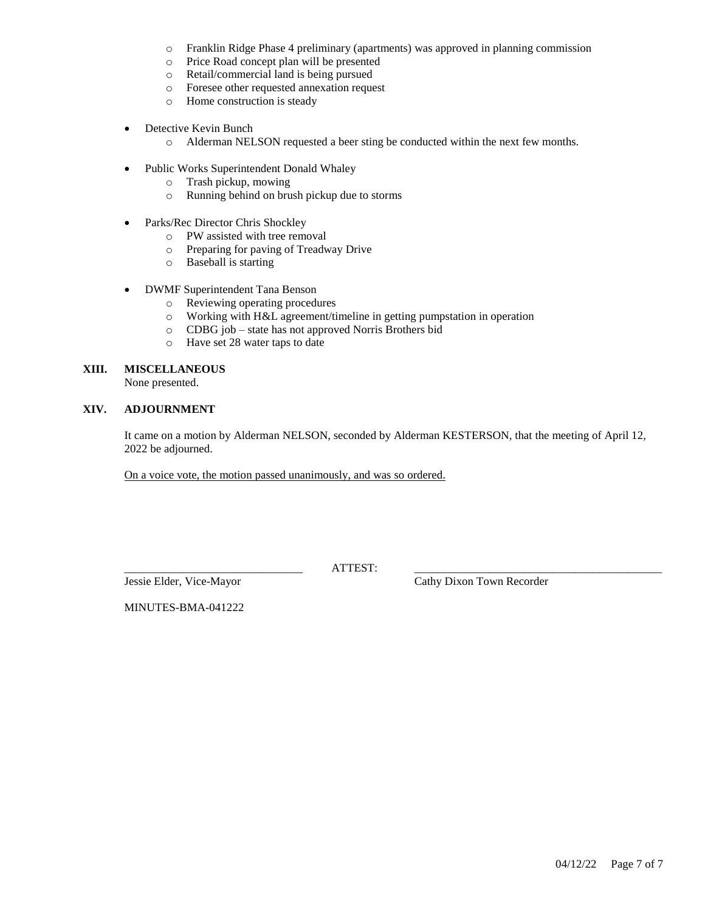- Franklin Ridge Phase 4 preliminary (apartments) was approved in planning commission
  - Price Road concept plan will be presented
  - Retail/commercial land is being pursued
  - Foresee other requested annexation request
  - Home construction is steady

- Detective Kevin Bunch
  - Alderman NELSON requested a beer sting be conducted within the next few months.

- Public Works Superintendent Donald Whaley
  - Trash pickup, mowing
  - Running behind on brush pickup due to storms

- Parks/Rec Director Chris Shockley
  - PW assisted with tree removal
  - Preparing for paving of Treadway Drive
  - Baseball is starting

- DWMF Superintendent Tana Benson
  - Reviewing operating procedures
  - Working with H&L agreement/timeline in getting pumpstation in operation
  - CDBG job – state has not approved Norris Brothers bid
  - Have set 28 water taps to date

## XIII. MISCELLANEOUS

None presented.

## XIV. ADJOURNMENT

It came on a motion by Alderman NELSON, seconded by Alderman KESTERSON, that the meeting of April 12, 2022 be adjourned.

On a voice vote, the motion passed unanimously, and was so ordered.

_______________________________ ATTEST: _____________________________________________

Jessie Elder, Vice-Mayor Cathy Dixon Town Recorder

MINUTES-BMA-041222